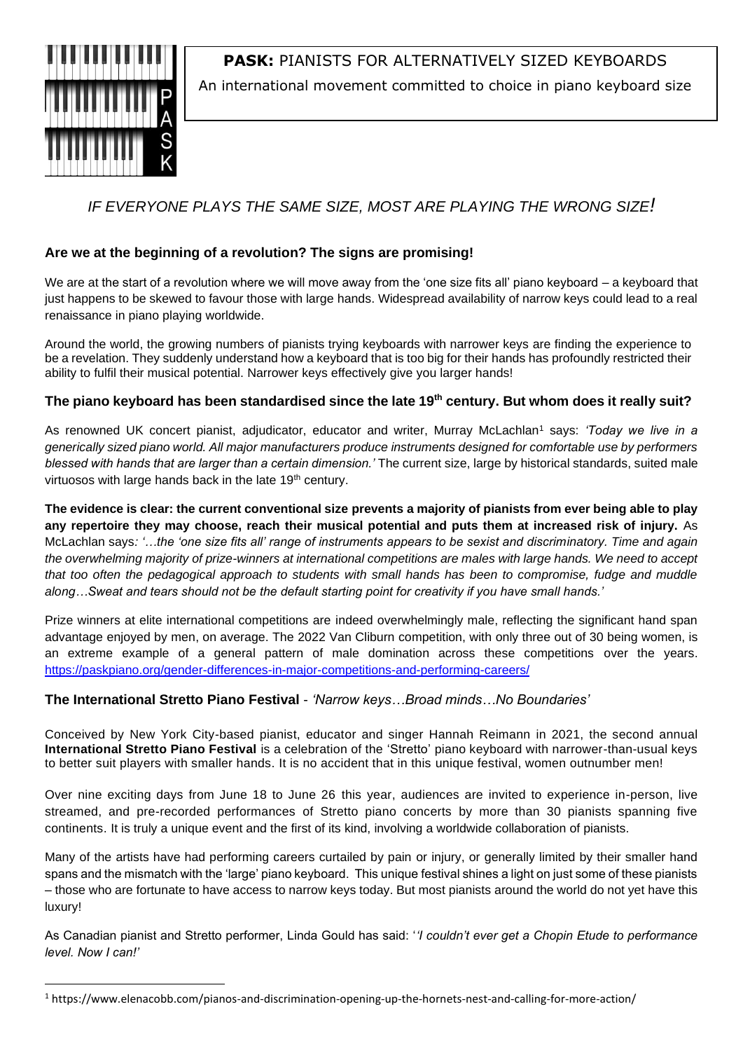**PASK:** PIANISTS FOR ALTERNATIVELY SIZED KEYBOARDS

An international movement committed to choice in piano keyboard size

*IF EVERYONE PLAYS THE SAME SIZE, MOST ARE PLAYING THE WRONG SIZE!*

## Are we at the beginning of a revolution? The signs are promising!

We are at the start of a revolution where we will move away from the 'one size fits all' piano keyboard – a keyboard that just happens to be skewed to favour those with large hands. Widespread availability of narrow keys could lead to a real renaissance in piano playing worldwide.

Around the world, the growing numbers of pianists trying keyboards with narrower keys are finding the experience to be a revelation. They suddenly understand how a keyboard that is too big for their hands has profoundly restricted their ability to fulfil their musical potential. Narrower keys effectively give you larger hands!

## The piano keyboard has been standardised since the late 19th century. But whom does it really suit?

As renowned UK concert pianist, adjudicator, educator and writer, Murray McLachlan[1] says: *'Today we live in a generically sized piano world. All major manufacturers produce instruments designed for comfortable use by performers blessed with hands that are larger than a certain dimension.'* The current size, large by historical standards, suited male virtuosos with large hands back in the late 19th century.

**The evidence is clear: the current conventional size prevents a majority of pianists from ever being able to play any repertoire they may choose, reach their musical potential and puts them at increased risk of injury.** As McLachlan says*: '…the 'one size fits all' range of instruments appears to be sexist and discriminatory. Time and again the overwhelming majority of prize-winners at international competitions are males with large hands. We need to accept that too often the pedagogical approach to students with small hands has been to compromise, fudge and muddle along…Sweat and tears should not be the default starting point for creativity if you have small hands.'*

Prize winners at elite international competitions are indeed overwhelmingly male, reflecting the significant hand span advantage enjoyed by men, on average. The 2022 Van Cliburn competition, with only three out of 30 being women, is an extreme example of a general pattern of male domination across these competitions over the years. https://paskpiano.org/gender-differences-in-major-competitions-and-performing-careers/

## The International Stretto Piano Festival - *'Narrow keys…Broad minds…No Boundaries'*

Conceived by New York City-based pianist, educator and singer Hannah Reimann in 2021, the second annual **International Stretto Piano Festival** is a celebration of the 'Stretto' piano keyboard with narrower-than-usual keys to better suit players with smaller hands. It is no accident that in this unique festival, women outnumber men!

Over nine exciting days from June 18 to June 26 this year, audiences are invited to experience in-person, live streamed, and pre-recorded performances of Stretto piano concerts by more than 30 pianists spanning five continents. It is truly a unique event and the first of its kind, involving a worldwide collaboration of pianists.

Many of the artists have had performing careers curtailed by pain or injury, or generally limited by their smaller hand spans and the mismatch with the 'large' piano keyboard. This unique festival shines a light on just some of these pianists – those who are fortunate to have access to narrow keys today. But most pianists around the world do not yet have this luxury!

As Canadian pianist and Stretto performer, Linda Gould has said: '*'I couldn't ever get a Chopin Etude to performance level. Now I can!'*

[1] https://www.elenacobb.com/pianos-and-discrimination-opening-up-the-hornets-nest-and-calling-for-more-action/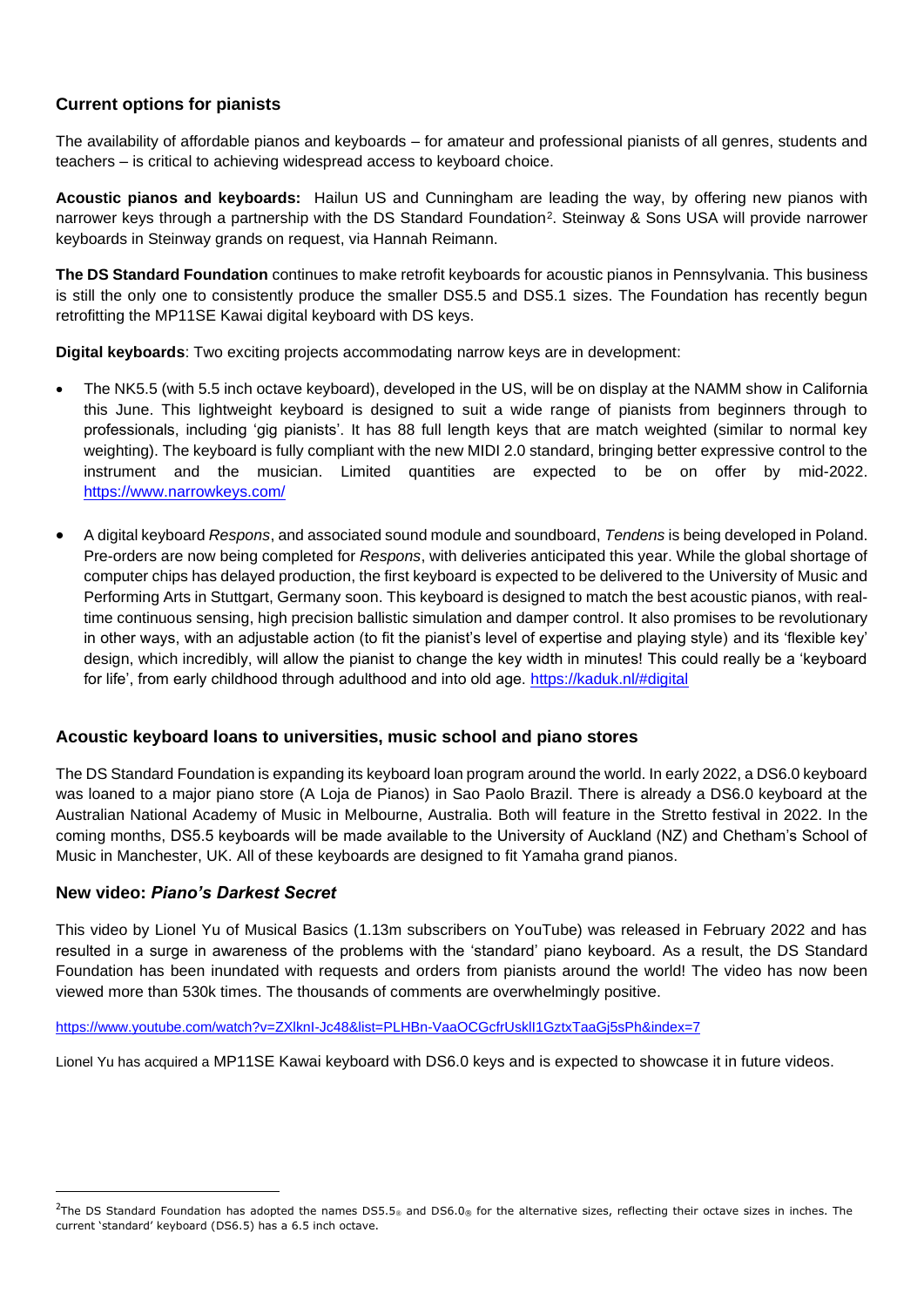## Current options for pianists

The availability of affordable pianos and keyboards – for amateur and professional pianists of all genres, students and teachers – is critical to achieving widespread access to keyboard choice.

**Acoustic pianos and keyboards:** Hailun US and Cunningham are leading the way, by offering new pianos with narrower keys through a partnership with the DS Standard Foundation[2]. Steinway & Sons USA will provide narrower keyboards in Steinway grands on request, via Hannah Reimann.

**The DS Standard Foundation** continues to make retrofit keyboards for acoustic pianos in Pennsylvania. This business is still the only one to consistently produce the smaller DS5.5 and DS5.1 sizes. The Foundation has recently begun retrofitting the MP11SE Kawai digital keyboard with DS keys.

**Digital keyboards**: Two exciting projects accommodating narrow keys are in development:

- The NK5.5 (with 5.5 inch octave keyboard), developed in the US, will be on display at the NAMM show in California this June. This lightweight keyboard is designed to suit a wide range of pianists from beginners through to professionals, including 'gig pianists'. It has 88 full length keys that are match weighted (similar to normal key weighting). The keyboard is fully compliant with the new MIDI 2.0 standard, bringing better expressive control to the instrument and the musician. Limited quantities are expected to be on offer by mid-2022. https://www.narrowkeys.com/
- A digital keyboard *Respons*, and associated sound module and soundboard, *Tendens* is being developed in Poland. Pre-orders are now being completed for *Respons*, with deliveries anticipated this year. While the global shortage of computer chips has delayed production, the first keyboard is expected to be delivered to the University of Music and Performing Arts in Stuttgart, Germany soon. This keyboard is designed to match the best acoustic pianos, with real-time continuous sensing, high precision ballistic simulation and damper control. It also promises to be revolutionary in other ways, with an adjustable action (to fit the pianist's level of expertise and playing style) and its 'flexible key' design, which incredibly, will allow the pianist to change the key width in minutes! This could really be a 'keyboard for life', from early childhood through adulthood and into old age. https://kaduk.nl/#digital

## Acoustic keyboard loans to universities, music school and piano stores

The DS Standard Foundation is expanding its keyboard loan program around the world. In early 2022, a DS6.0 keyboard was loaned to a major piano store (A Loja de Pianos) in Sao Paolo Brazil. There is already a DS6.0 keyboard at the Australian National Academy of Music in Melbourne, Australia. Both will feature in the Stretto festival in 2022. In the coming months, DS5.5 keyboards will be made available to the University of Auckland (NZ) and Chetham's School of Music in Manchester, UK. All of these keyboards are designed to fit Yamaha grand pianos.

## New video: *Piano's Darkest Secret*

This video by Lionel Yu of Musical Basics (1.13m subscribers on YouTube) was released in February 2022 and has resulted in a surge in awareness of the problems with the 'standard' piano keyboard. As a result, the DS Standard Foundation has been inundated with requests and orders from pianists around the world! The video has now been viewed more than 530k times. The thousands of comments are overwhelmingly positive.

https://www.youtube.com/watch?v=ZXlknI-Jc48&list=PLHBn-VaaOCGcfrUskll1GztxTaaGj5sPh&index=7

Lionel Yu has acquired a MP11SE Kawai keyboard with DS6.0 keys and is expected to showcase it in future videos.

---

[2] The DS Standard Foundation has adopted the names DS5.5® and DS6.0® for the alternative sizes, reflecting their octave sizes in inches. The current 'standard' keyboard (DS6.5) has a 6.5 inch octave.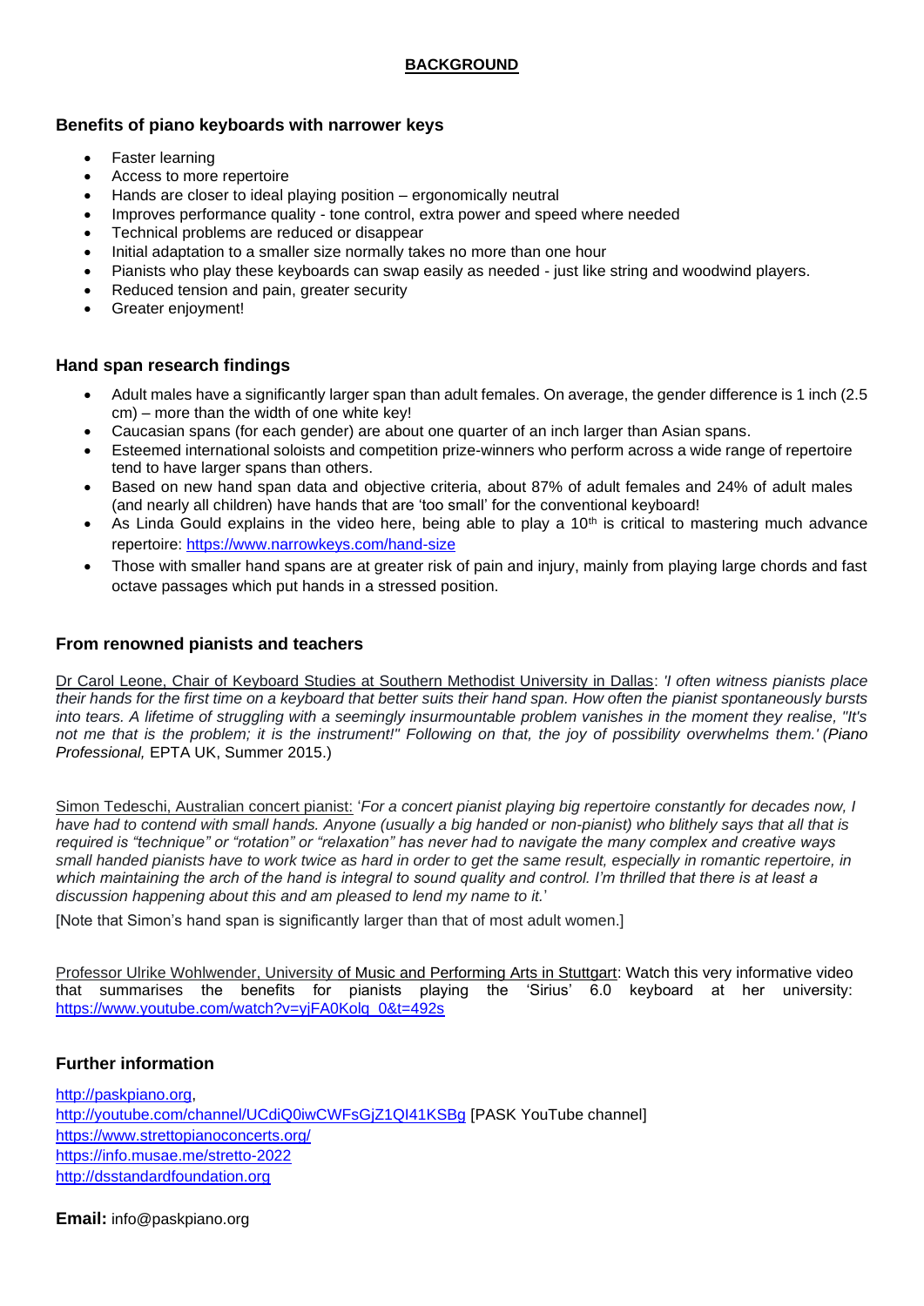# BACKGROUND

## Benefits of piano keyboards with narrower keys

- Faster learning
- Access to more repertoire
- Hands are closer to ideal playing position – ergonomically neutral
- Improves performance quality - tone control, extra power and speed where needed
- Technical problems are reduced or disappear
- Initial adaptation to a smaller size normally takes no more than one hour
- Pianists who play these keyboards can swap easily as needed - just like string and woodwind players.
- Reduced tension and pain, greater security
- Greater enjoyment!

## Hand span research findings

- Adult males have a significantly larger span than adult females. On average, the gender difference is 1 inch (2.5 cm) – more than the width of one white key!
- Caucasian spans (for each gender) are about one quarter of an inch larger than Asian spans.
- Esteemed international soloists and competition prize-winners who perform across a wide range of repertoire tend to have larger spans than others.
- Based on new hand span data and objective criteria, about 87% of adult females and 24% of adult males (and nearly all children) have hands that are 'too small' for the conventional keyboard!
- As Linda Gould explains in the video here, being able to play a 10th is critical to mastering much advance repertoire: https://www.narrowkeys.com/hand-size
- Those with smaller hand spans are at greater risk of pain and injury, mainly from playing large chords and fast octave passages which put hands in a stressed position.

## From renowned pianists and teachers

Dr Carol Leone, Chair of Keyboard Studies at Southern Methodist University in Dallas: *'I often witness pianists place their hands for the first time on a keyboard that better suits their hand span. How often the pianist spontaneously bursts into tears. A lifetime of struggling with a seemingly insurmountable problem vanishes in the moment they realise, "It's not me that is the problem; it is the instrument!" Following on that, the joy of possibility overwhelms them.' (Piano Professional,* EPTA UK, Summer 2015.)

Simon Tedeschi, Australian concert pianist: '*For a concert pianist playing big repertoire constantly for decades now, I have had to contend with small hands. Anyone (usually a big handed or non-pianist) who blithely says that all that is required is "technique" or "rotation" or "relaxation" has never had to navigate the many complex and creative ways small handed pianists have to work twice as hard in order to get the same result, especially in romantic repertoire, in which maintaining the arch of the hand is integral to sound quality and control. I'm thrilled that there is at least a discussion happening about this and am pleased to lend my name to it.*'

[Note that Simon's hand span is significantly larger than that of most adult women.]

Professor Ulrike Wohlwender, University of Music and Performing Arts in Stuttgart: Watch this very informative video that summarises the benefits for pianists playing the 'Sirius' 6.0 keyboard at her university: https://www.youtube.com/watch?v=yjFA0Kolq_0&t=492s

## Further information

http://paskpiano.org,
http://youtube.com/channel/UCdiQ0iwCWFsGjZ1QI41KSBg [PASK YouTube channel]
https://www.strettopianoconcerts.org/
https://info.musae.me/stretto-2022
http://dsstandardfoundation.org

**Email:** info@paskpiano.org